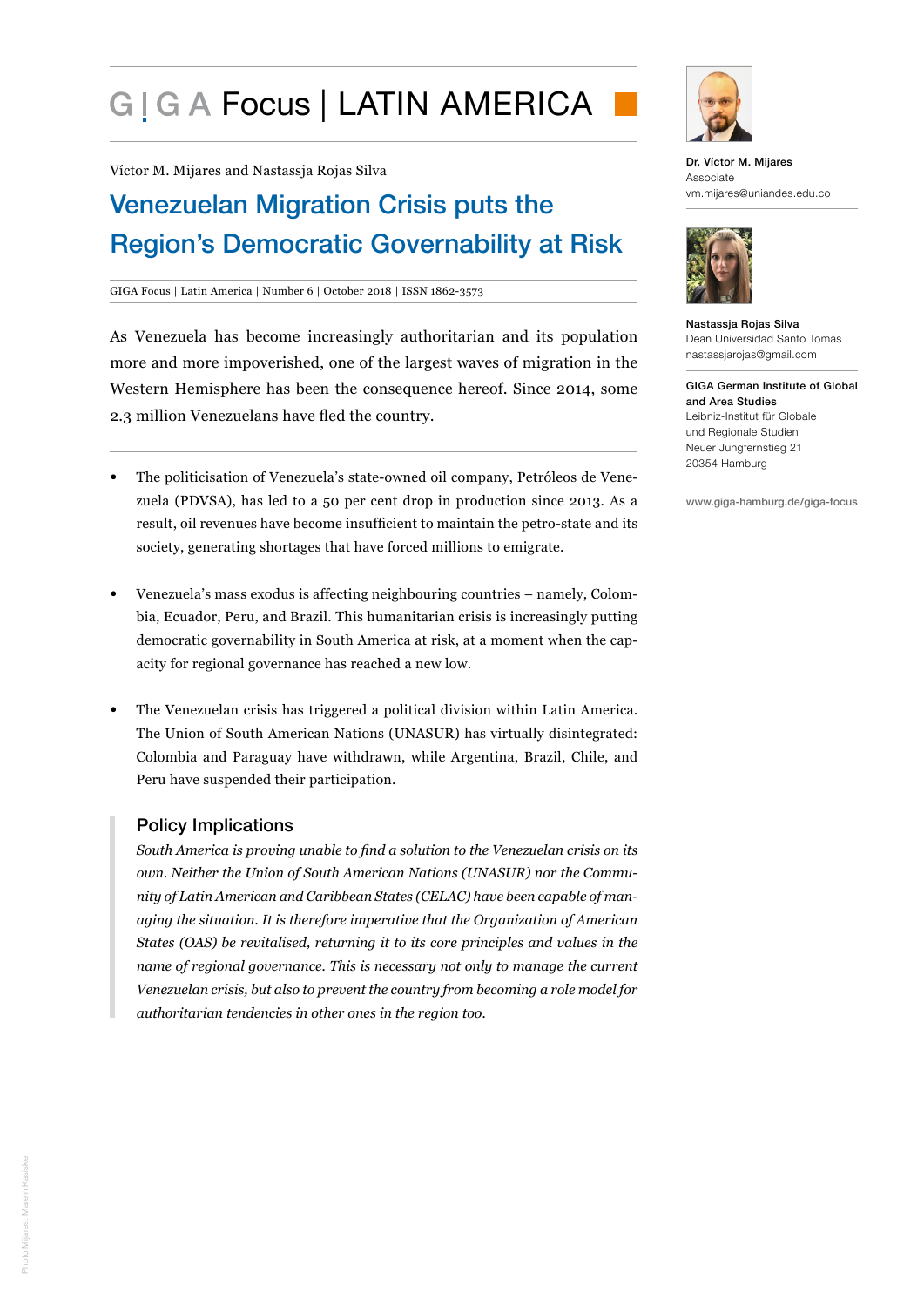# GIGA Focus | LATIN AMERICA

Víctor M. Mijares and Nastassja Rojas Silva

## Venezuelan Migration Crisis puts the Region's Democratic Governability at Risk

GIGA Focus | Latin America | Number 6 | October 2018 | ISSN 1862-3573

As Venezuela has become increasingly authoritarian and its population more and more impoverished, one of the largest waves of migration in the Western Hemisphere has been the consequence hereof. Since 2014, some 2.3 million Venezuelans have fled the country.

- The politicisation of Venezuela's state-owned oil company, Petróleos de Venezuela (PDVSA), has led to a 50 per cent drop in production since 2013. As a result, oil revenues have become insufficient to maintain the petro-state and its society, generating shortages that have forced millions to emigrate.
- Venezuela's mass exodus is affecting neighbouring countries – namely, Colombia, Ecuador, Peru, and Brazil. This humanitarian crisis is increasingly putting democratic governability in South America at risk, at a moment when the capacity for regional governance has reached a new low.
- The Venezuelan crisis has triggered a political division within Latin America. The Union of South American Nations (UNASUR) has virtually disintegrated: Colombia and Paraguay have withdrawn, while Argentina, Brazil, Chile, and Peru have suspended their participation.

### Policy Implications

*South America is proving unable to find a solution to the Venezuelan crisis on its own. Neither the Union of South American Nations (UNASUR) nor the Community of Latin American and Caribbean States (CELAC) have been capable of managing the situation. It is therefore imperative that the Organization of American States (OAS) be revitalised, returning it to its core principles and values in the name of regional governance. This is necessary not only to manage the current Venezuelan crisis, but also to prevent the country from becoming a role model for authoritarian tendencies in other ones in the region too.*

**Dr. Víctor M. Mijares**
Associate
vm.mijares@uniandes.edu.co

**Nastassja Rojas Silva**
Dean Universidad Santo Tomás
nastassjarojas@gmail.com

**GIGA German Institute of Global and Area Studies**
Leibniz-Institut für Globale und Regionale Studien
Neuer Jungfernstieg 21
20354 Hamburg

www.giga-hamburg.de/giga-focus

Photo Mijares: Maren Kasiske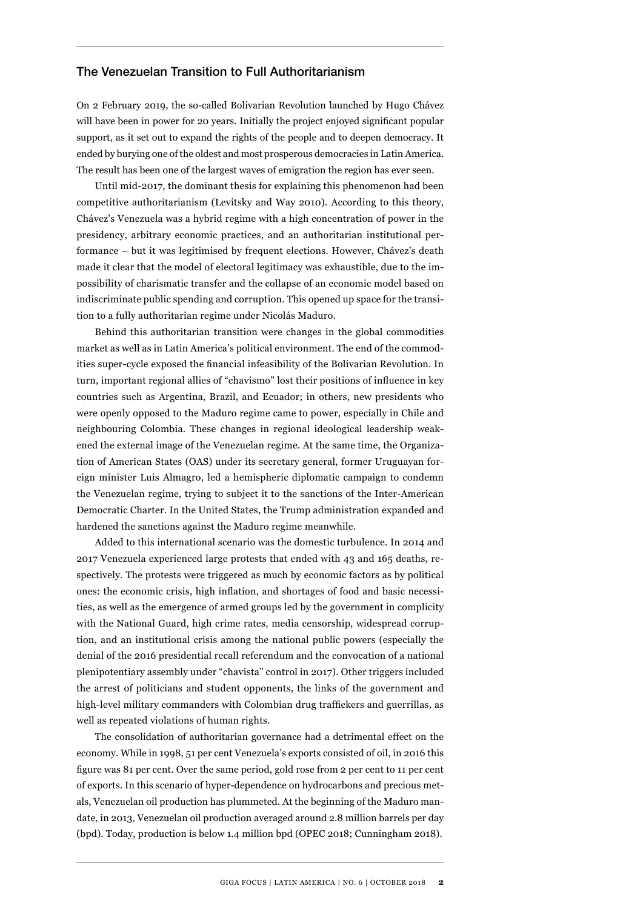## The Venezuelan Transition to Full Authoritarianism

On 2 February 2019, the so-called Bolivarian Revolution launched by Hugo Chávez will have been in power for 20 years. Initially the project enjoyed significant popular support, as it set out to expand the rights of the people and to deepen democracy. It ended by burying one of the oldest and most prosperous democracies in Latin America. The result has been one of the largest waves of emigration the region has ever seen.

Until mid-2017, the dominant thesis for explaining this phenomenon had been competitive authoritarianism (Levitsky and Way 2010). According to this theory, Chávez's Venezuela was a hybrid regime with a high concentration of power in the presidency, arbitrary economic practices, and an authoritarian institutional performance – but it was legitimised by frequent elections. However, Chávez's death made it clear that the model of electoral legitimacy was exhaustible, due to the impossibility of charismatic transfer and the collapse of an economic model based on indiscriminate public spending and corruption. This opened up space for the transition to a fully authoritarian regime under Nicolás Maduro.

Behind this authoritarian transition were changes in the global commodities market as well as in Latin America's political environment. The end of the commodities super-cycle exposed the financial infeasibility of the Bolivarian Revolution. In turn, important regional allies of "chavismo" lost their positions of influence in key countries such as Argentina, Brazil, and Ecuador; in others, new presidents who were openly opposed to the Maduro regime came to power, especially in Chile and neighbouring Colombia. These changes in regional ideological leadership weakened the external image of the Venezuelan regime. At the same time, the Organization of American States (OAS) under its secretary general, former Uruguayan foreign minister Luis Almagro, led a hemispheric diplomatic campaign to condemn the Venezuelan regime, trying to subject it to the sanctions of the Inter-American Democratic Charter. In the United States, the Trump administration expanded and hardened the sanctions against the Maduro regime meanwhile.

Added to this international scenario was the domestic turbulence. In 2014 and 2017 Venezuela experienced large protests that ended with 43 and 165 deaths, respectively. The protests were triggered as much by economic factors as by political ones: the economic crisis, high inflation, and shortages of food and basic necessities, as well as the emergence of armed groups led by the government in complicity with the National Guard, high crime rates, media censorship, widespread corruption, and an institutional crisis among the national public powers (especially the denial of the 2016 presidential recall referendum and the convocation of a national plenipotentiary assembly under "chavista" control in 2017). Other triggers included the arrest of politicians and student opponents, the links of the government and high-level military commanders with Colombian drug traffickers and guerrillas, as well as repeated violations of human rights.

The consolidation of authoritarian governance had a detrimental effect on the economy. While in 1998, 51 per cent Venezuela's exports consisted of oil, in 2016 this figure was 81 per cent. Over the same period, gold rose from 2 per cent to 11 per cent of exports. In this scenario of hyper-dependence on hydrocarbons and precious metals, Venezuelan oil production has plummeted. At the beginning of the Maduro mandate, in 2013, Venezuelan oil production averaged around 2.8 million barrels per day (bpd). Today, production is below 1.4 million bpd (OPEC 2018; Cunningham 2018).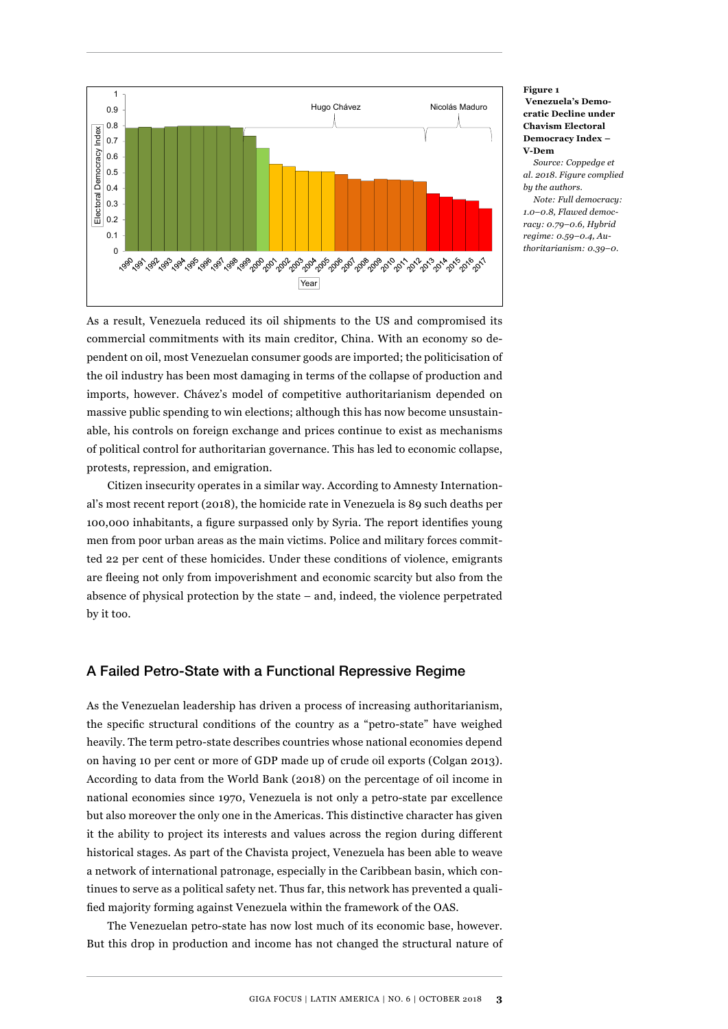**Figure 1**
**Venezuela's Democratic Decline under Chavism Electoral Democracy Index – V-Dem**

*Source: Coppedge et al. 2018. Figure complied by the authors.*

*Note: Full democracy: 1.0–0.8, Flawed democracy: 0.79–0.6, Hybrid regime: 0.59–0.4, Authoritarianism: 0.39–0.*

As a result, Venezuela reduced its oil shipments to the US and compromised its commercial commitments with its main creditor, China. With an economy so dependent on oil, most Venezuelan consumer goods are imported; the politicisation of the oil industry has been most damaging in terms of the collapse of production and imports, however. Chávez's model of competitive authoritarianism depended on massive public spending to win elections; although this has now become unsustainable, his controls on foreign exchange and prices continue to exist as mechanisms of political control for authoritarian governance. This has led to economic collapse, protests, repression, and emigration.

Citizen insecurity operates in a similar way. According to Amnesty International's most recent report (2018), the homicide rate in Venezuela is 89 such deaths per 100,000 inhabitants, a figure surpassed only by Syria. The report identifies young men from poor urban areas as the main victims. Police and military forces committed 22 per cent of these homicides. Under these conditions of violence, emigrants are fleeing not only from impoverishment and economic scarcity but also from the absence of physical protection by the state – and, indeed, the violence perpetrated by it too.

## A Failed Petro-State with a Functional Repressive Regime

As the Venezuelan leadership has driven a process of increasing authoritarianism, the specific structural conditions of the country as a "petro-state" have weighed heavily. The term petro-state describes countries whose national economies depend on having 10 per cent or more of GDP made up of crude oil exports (Colgan 2013). According to data from the World Bank (2018) on the percentage of oil income in national economies since 1970, Venezuela is not only a petro-state par excellence but also moreover the only one in the Americas. This distinctive character has given it the ability to project its interests and values across the region during different historical stages. As part of the Chavista project, Venezuela has been able to weave a network of international patronage, especially in the Caribbean basin, which continues to serve as a political safety net. Thus far, this network has prevented a qualified majority forming against Venezuela within the framework of the OAS.

The Venezuelan petro-state has now lost much of its economic base, however. But this drop in production and income has not changed the structural nature of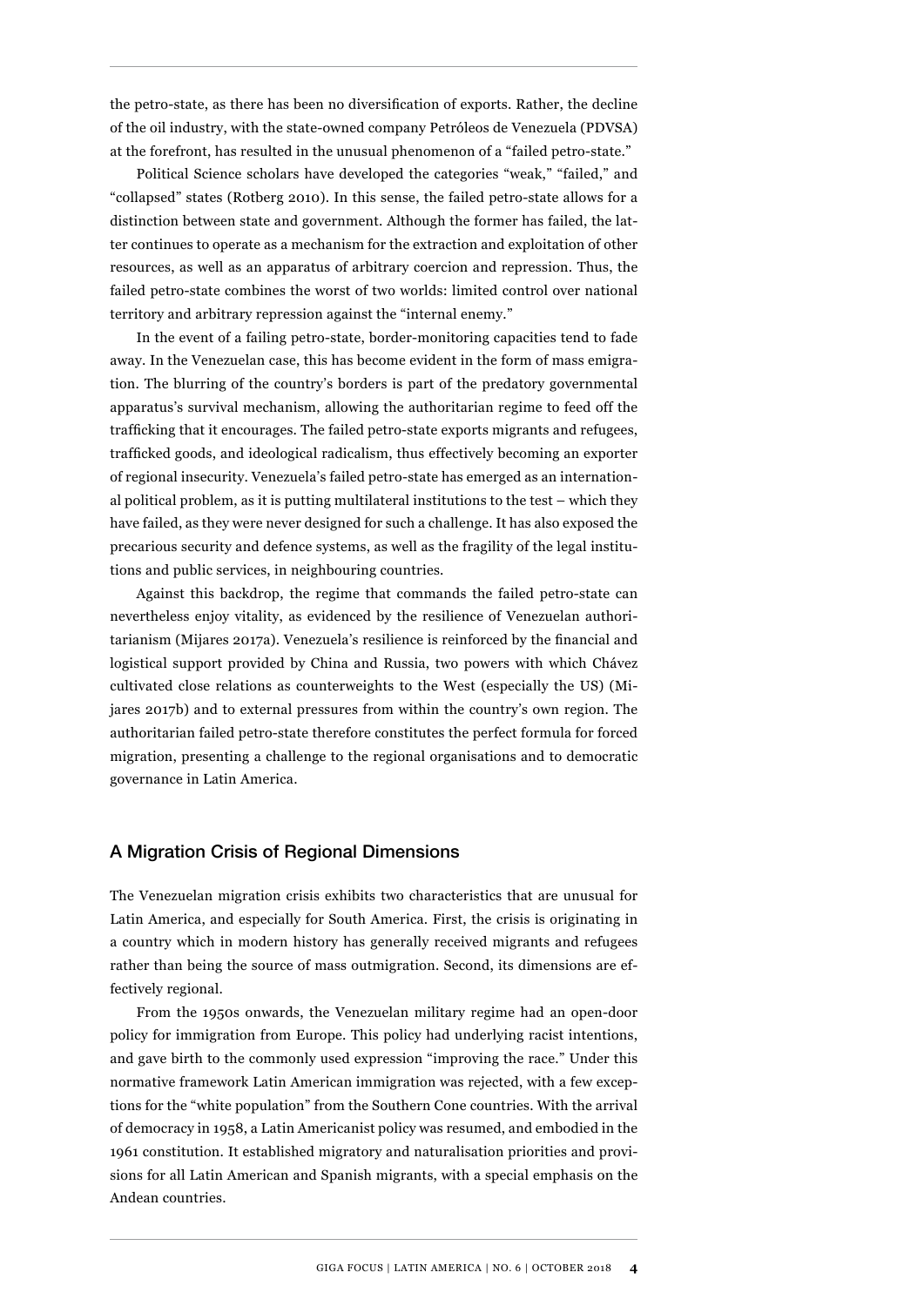the petro-state, as there has been no diversification of exports. Rather, the decline of the oil industry, with the state-owned company Petróleos de Venezuela (PDVSA) at the forefront, has resulted in the unusual phenomenon of a "failed petro-state."

Political Science scholars have developed the categories "weak," "failed," and "collapsed" states (Rotberg 2010). In this sense, the failed petro-state allows for a distinction between state and government. Although the former has failed, the latter continues to operate as a mechanism for the extraction and exploitation of other resources, as well as an apparatus of arbitrary coercion and repression. Thus, the failed petro-state combines the worst of two worlds: limited control over national territory and arbitrary repression against the "internal enemy."

In the event of a failing petro-state, border-monitoring capacities tend to fade away. In the Venezuelan case, this has become evident in the form of mass emigration. The blurring of the country's borders is part of the predatory governmental apparatus's survival mechanism, allowing the authoritarian regime to feed off the trafficking that it encourages. The failed petro-state exports migrants and refugees, trafficked goods, and ideological radicalism, thus effectively becoming an exporter of regional insecurity. Venezuela's failed petro-state has emerged as an international political problem, as it is putting multilateral institutions to the test – which they have failed, as they were never designed for such a challenge. It has also exposed the precarious security and defence systems, as well as the fragility of the legal institutions and public services, in neighbouring countries.

Against this backdrop, the regime that commands the failed petro-state can nevertheless enjoy vitality, as evidenced by the resilience of Venezuelan authoritarianism (Mijares 2017a). Venezuela's resilience is reinforced by the financial and logistical support provided by China and Russia, two powers with which Chávez cultivated close relations as counterweights to the West (especially the US) (Mijares 2017b) and to external pressures from within the country's own region. The authoritarian failed petro-state therefore constitutes the perfect formula for forced migration, presenting a challenge to the regional organisations and to democratic governance in Latin America.

## A Migration Crisis of Regional Dimensions

The Venezuelan migration crisis exhibits two characteristics that are unusual for Latin America, and especially for South America. First, the crisis is originating in a country which in modern history has generally received migrants and refugees rather than being the source of mass outmigration. Second, its dimensions are effectively regional.

From the 1950s onwards, the Venezuelan military regime had an open-door policy for immigration from Europe. This policy had underlying racist intentions, and gave birth to the commonly used expression "improving the race." Under this normative framework Latin American immigration was rejected, with a few exceptions for the "white population" from the Southern Cone countries. With the arrival of democracy in 1958, a Latin Americanist policy was resumed, and embodied in the 1961 constitution. It established migratory and naturalisation priorities and provisions for all Latin American and Spanish migrants, with a special emphasis on the Andean countries.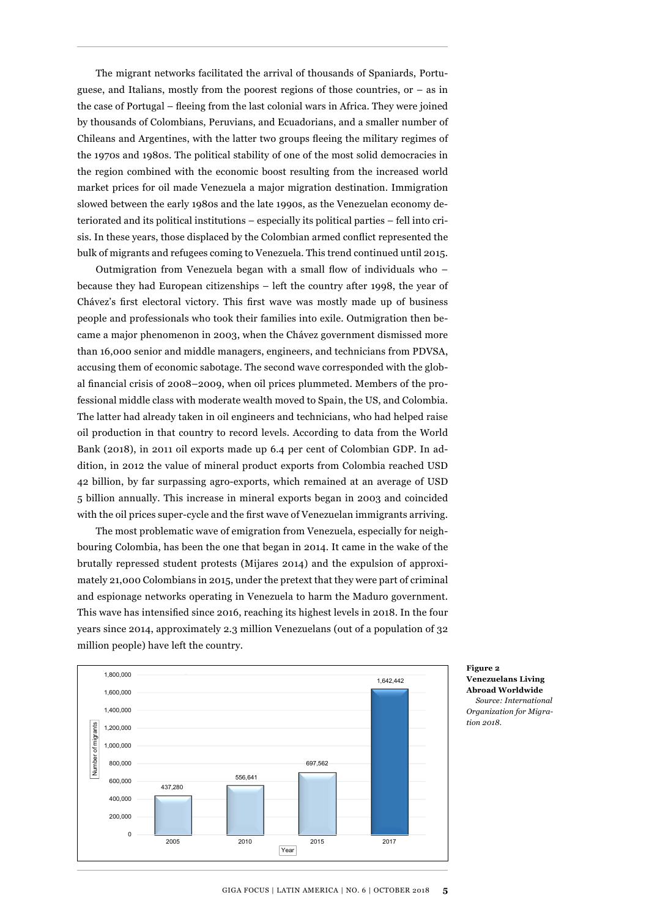The migrant networks facilitated the arrival of thousands of Spaniards, Portuguese, and Italians, mostly from the poorest regions of those countries, or – as in the case of Portugal – fleeing from the last colonial wars in Africa. They were joined by thousands of Colombians, Peruvians, and Ecuadorians, and a smaller number of Chileans and Argentines, with the latter two groups fleeing the military regimes of the 1970s and 1980s. The political stability of one of the most solid democracies in the region combined with the economic boost resulting from the increased world market prices for oil made Venezuela a major migration destination. Immigration slowed between the early 1980s and the late 1990s, as the Venezuelan economy deteriorated and its political institutions – especially its political parties – fell into crisis. In these years, those displaced by the Colombian armed conflict represented the bulk of migrants and refugees coming to Venezuela. This trend continued until 2015.

Outmigration from Venezuela began with a small flow of individuals who – because they had European citizenships – left the country after 1998, the year of Chávez's first electoral victory. This first wave was mostly made up of business people and professionals who took their families into exile. Outmigration then became a major phenomenon in 2003, when the Chávez government dismissed more than 16,000 senior and middle managers, engineers, and technicians from PDVSA, accusing them of economic sabotage. The second wave corresponded with the global financial crisis of 2008–2009, when oil prices plummeted. Members of the professional middle class with moderate wealth moved to Spain, the US, and Colombia. The latter had already taken in oil engineers and technicians, who had helped raise oil production in that country to record levels. According to data from the World Bank (2018), in 2011 oil exports made up 6.4 per cent of Colombian GDP. In addition, in 2012 the value of mineral product exports from Colombia reached USD 42 billion, by far surpassing agro-exports, which remained at an average of USD 5 billion annually. This increase in mineral exports began in 2003 and coincided with the oil prices super-cycle and the first wave of Venezuelan immigrants arriving.

The most problematic wave of emigration from Venezuela, especially for neighbouring Colombia, has been the one that began in 2014. It came in the wake of the brutally repressed student protests (Mijares 2014) and the expulsion of approximately 21,000 Colombians in 2015, under the pretext that they were part of criminal and espionage networks operating in Venezuela to harm the Maduro government. This wave has intensified since 2016, reaching its highest levels in 2018. In the four years since 2014, approximately 2.3 million Venezuelans (out of a population of 32 million people) have left the country.

| Year | Number of migrants |
|---|---|
| 2005 | 437,280 |
| 2010 | 556,641 |
| 2015 | 697,562 |
| 2017 | 1,642,442 |

**Figure 2**
**Venezuelans Living Abroad Worldwide**
*Source: International Organization for Migration 2018.*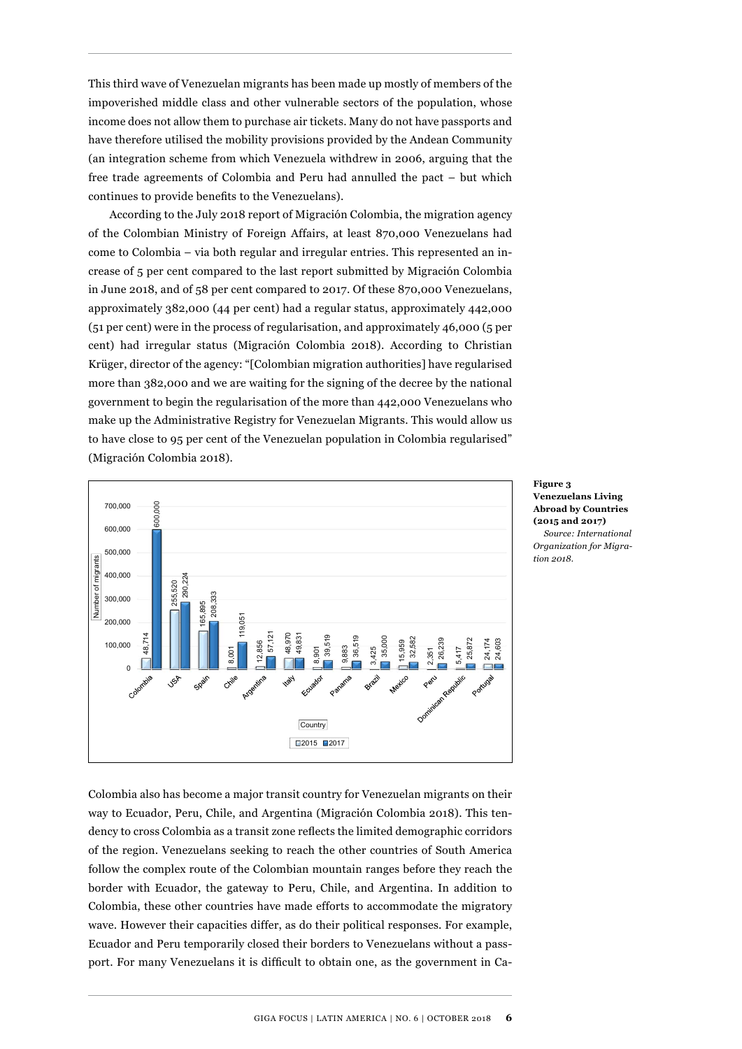This third wave of Venezuelan migrants has been made up mostly of members of the impoverished middle class and other vulnerable sectors of the population, whose income does not allow them to purchase air tickets. Many do not have passports and have therefore utilised the mobility provisions provided by the Andean Community (an integration scheme from which Venezuela withdrew in 2006, arguing that the free trade agreements of Colombia and Peru had annulled the pact – but which continues to provide benefits to the Venezuelans).

According to the July 2018 report of Migración Colombia, the migration agency of the Colombian Ministry of Foreign Affairs, at least 870,000 Venezuelans had come to Colombia – via both regular and irregular entries. This represented an increase of 5 per cent compared to the last report submitted by Migración Colombia in June 2018, and of 58 per cent compared to 2017. Of these 870,000 Venezuelans, approximately 382,000 (44 per cent) had a regular status, approximately 442,000 (51 per cent) were in the process of regularisation, and approximately 46,000 (5 per cent) had irregular status (Migración Colombia 2018). According to Christian Krüger, director of the agency: "[Colombian migration authorities] have regularised more than 382,000 and we are waiting for the signing of the decree by the national government to begin the regularisation of the more than 442,000 Venezuelans who make up the Administrative Registry for Venezuelan Migrants. This would allow us to have close to 95 per cent of the Venezuelan population in Colombia regularised" (Migración Colombia 2018).

| Country | 2015 | 2017 |
|---|---|---|
| Colombia | 48,714 | 600,000 |
| USA | 255,520 | 290,224 |
| Spain | 165,895 | 208,333 |
| Chile | 8,001 | 119,051 |
| Argentina | 12,856 | 57,121 |
| Italy | 48,970 | 49,831 |
| Ecuador | 8,901 | 39,519 |
| Panama | 9,883 | 36,519 |
| Brazil | 3,425 | 35,000 |
| Mexico | 15,959 | 32,582 |
| Peru | 2,351 | 26,239 |
| Dominican Republic | 5,417 | 25,872 |
| Portugal | 24,174 | 24,603 |

**Figure 3**
**Venezuelans Living Abroad by Countries (2015 and 2017)**
*Source: International Organization for Migration 2018.*

Colombia also has become a major transit country for Venezuelan migrants on their way to Ecuador, Peru, Chile, and Argentina (Migración Colombia 2018). This tendency to cross Colombia as a transit zone reflects the limited demographic corridors of the region. Venezuelans seeking to reach the other countries of South America follow the complex route of the Colombian mountain ranges before they reach the border with Ecuador, the gateway to Peru, Chile, and Argentina. In addition to Colombia, these other countries have made efforts to accommodate the migratory wave. However their capacities differ, as do their political responses. For example, Ecuador and Peru temporarily closed their borders to Venezuelans without a passport. For many Venezuelans it is difficult to obtain one, as the government in Ca-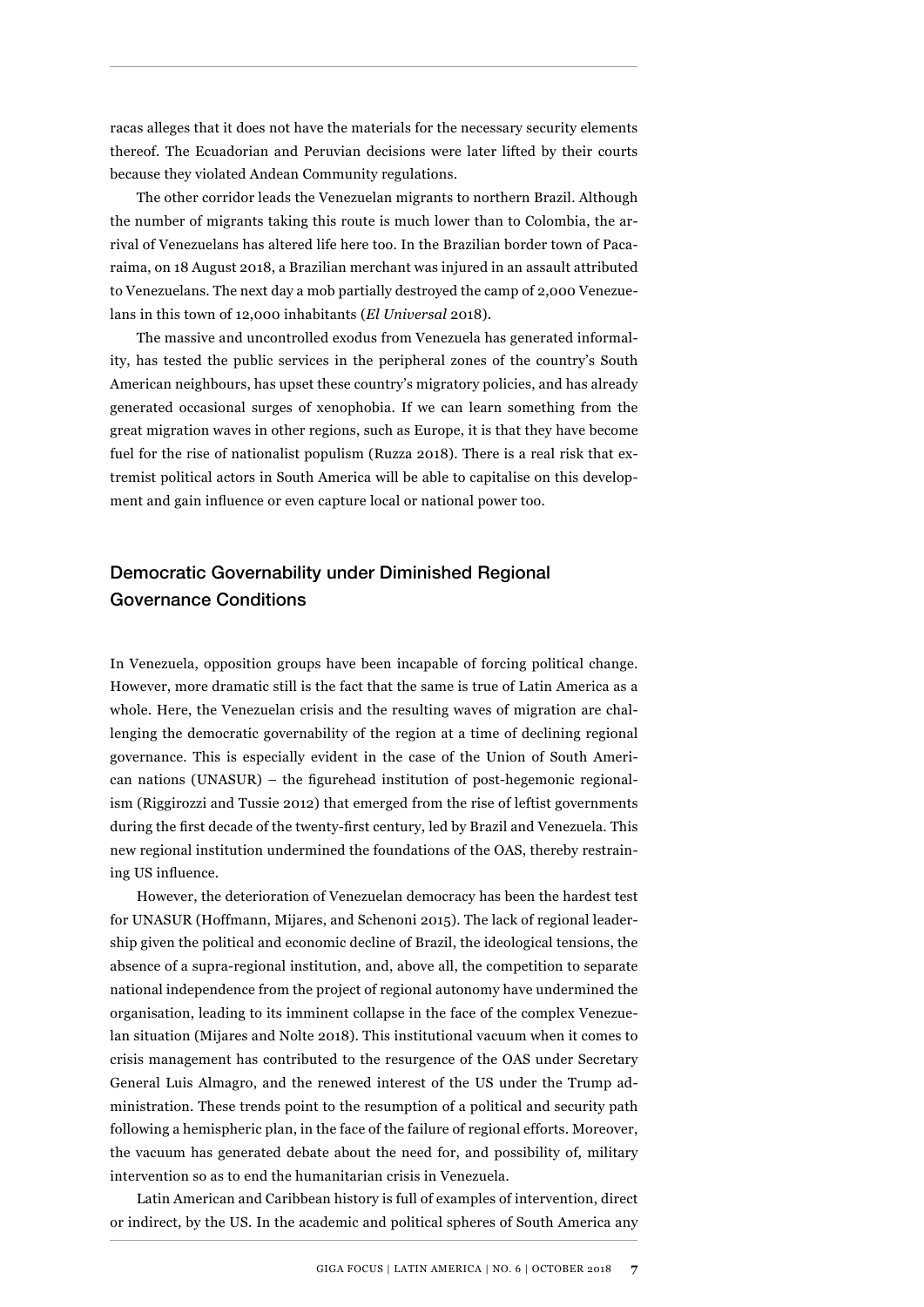racas alleges that it does not have the materials for the necessary security elements thereof. The Ecuadorian and Peruvian decisions were later lifted by their courts because they violated Andean Community regulations.

The other corridor leads the Venezuelan migrants to northern Brazil. Although the number of migrants taking this route is much lower than to Colombia, the arrival of Venezuelans has altered life here too. In the Brazilian border town of Pacaraima, on 18 August 2018, a Brazilian merchant was injured in an assault attributed to Venezuelans. The next day a mob partially destroyed the camp of 2,000 Venezuelans in this town of 12,000 inhabitants (*El Universal* 2018).

The massive and uncontrolled exodus from Venezuela has generated informality, has tested the public services in the peripheral zones of the country's South American neighbours, has upset these country's migratory policies, and has already generated occasional surges of xenophobia. If we can learn something from the great migration waves in other regions, such as Europe, it is that they have become fuel for the rise of nationalist populism (Ruzza 2018). There is a real risk that extremist political actors in South America will be able to capitalise on this development and gain influence or even capture local or national power too.

## Democratic Governability under Diminished Regional Governance Conditions

In Venezuela, opposition groups have been incapable of forcing political change. However, more dramatic still is the fact that the same is true of Latin America as a whole. Here, the Venezuelan crisis and the resulting waves of migration are challenging the democratic governability of the region at a time of declining regional governance. This is especially evident in the case of the Union of South American nations (UNASUR) – the figurehead institution of post-hegemonic regionalism (Riggirozzi and Tussie 2012) that emerged from the rise of leftist governments during the first decade of the twenty-first century, led by Brazil and Venezuela. This new regional institution undermined the foundations of the OAS, thereby restraining US influence.

However, the deterioration of Venezuelan democracy has been the hardest test for UNASUR (Hoffmann, Mijares, and Schenoni 2015). The lack of regional leadership given the political and economic decline of Brazil, the ideological tensions, the absence of a supra-regional institution, and, above all, the competition to separate national independence from the project of regional autonomy have undermined the organisation, leading to its imminent collapse in the face of the complex Venezuelan situation (Mijares and Nolte 2018). This institutional vacuum when it comes to crisis management has contributed to the resurgence of the OAS under Secretary General Luis Almagro, and the renewed interest of the US under the Trump administration. These trends point to the resumption of a political and security path following a hemispheric plan, in the face of the failure of regional efforts. Moreover, the vacuum has generated debate about the need for, and possibility of, military intervention so as to end the humanitarian crisis in Venezuela.

Latin American and Caribbean history is full of examples of intervention, direct or indirect, by the US. In the academic and political spheres of South America any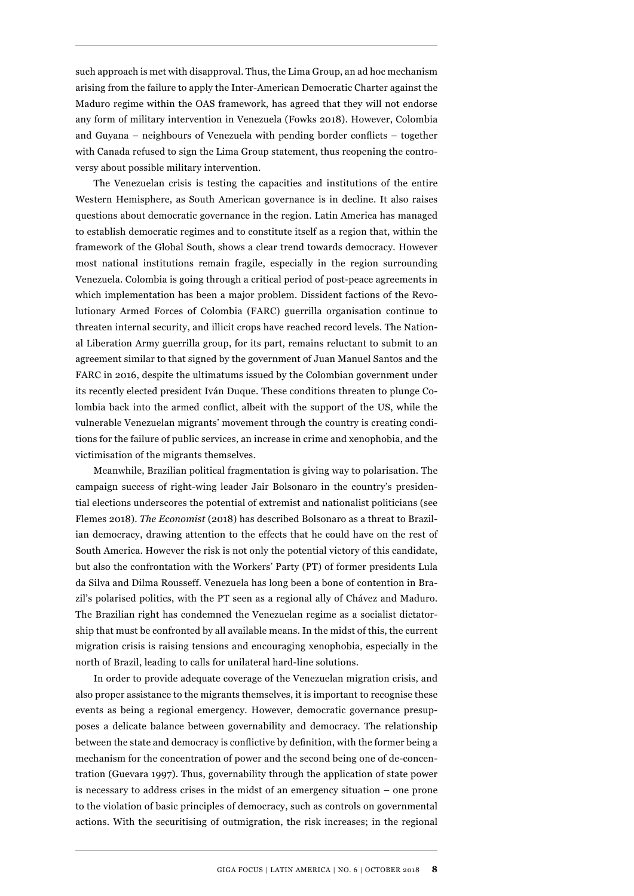such approach is met with disapproval. Thus, the Lima Group, an ad hoc mechanism arising from the failure to apply the Inter-American Democratic Charter against the Maduro regime within the OAS framework, has agreed that they will not endorse any form of military intervention in Venezuela (Fowks 2018). However, Colombia and Guyana – neighbours of Venezuela with pending border conflicts – together with Canada refused to sign the Lima Group statement, thus reopening the controversy about possible military intervention.

The Venezuelan crisis is testing the capacities and institutions of the entire Western Hemisphere, as South American governance is in decline. It also raises questions about democratic governance in the region. Latin America has managed to establish democratic regimes and to constitute itself as a region that, within the framework of the Global South, shows a clear trend towards democracy. However most national institutions remain fragile, especially in the region surrounding Venezuela. Colombia is going through a critical period of post-peace agreements in which implementation has been a major problem. Dissident factions of the Revolutionary Armed Forces of Colombia (FARC) guerrilla organisation continue to threaten internal security, and illicit crops have reached record levels. The National Liberation Army guerrilla group, for its part, remains reluctant to submit to an agreement similar to that signed by the government of Juan Manuel Santos and the FARC in 2016, despite the ultimatums issued by the Colombian government under its recently elected president Iván Duque. These conditions threaten to plunge Colombia back into the armed conflict, albeit with the support of the US, while the vulnerable Venezuelan migrants' movement through the country is creating conditions for the failure of public services, an increase in crime and xenophobia, and the victimisation of the migrants themselves.

Meanwhile, Brazilian political fragmentation is giving way to polarisation. The campaign success of right-wing leader Jair Bolsonaro in the country's presidential elections underscores the potential of extremist and nationalist politicians (see Flemes 2018). *The Economist* (2018) has described Bolsonaro as a threat to Brazilian democracy, drawing attention to the effects that he could have on the rest of South America. However the risk is not only the potential victory of this candidate, but also the confrontation with the Workers' Party (PT) of former presidents Lula da Silva and Dilma Rousseff. Venezuela has long been a bone of contention in Brazil's polarised politics, with the PT seen as a regional ally of Chávez and Maduro. The Brazilian right has condemned the Venezuelan regime as a socialist dictatorship that must be confronted by all available means. In the midst of this, the current migration crisis is raising tensions and encouraging xenophobia, especially in the north of Brazil, leading to calls for unilateral hard-line solutions.

In order to provide adequate coverage of the Venezuelan migration crisis, and also proper assistance to the migrants themselves, it is important to recognise these events as being a regional emergency. However, democratic governance presupposes a delicate balance between governability and democracy. The relationship between the state and democracy is conflictive by definition, with the former being a mechanism for the concentration of power and the second being one of de-concentration (Guevara 1997). Thus, governability through the application of state power is necessary to address crises in the midst of an emergency situation – one prone to the violation of basic principles of democracy, such as controls on governmental actions. With the securitising of outmigration, the risk increases; in the regional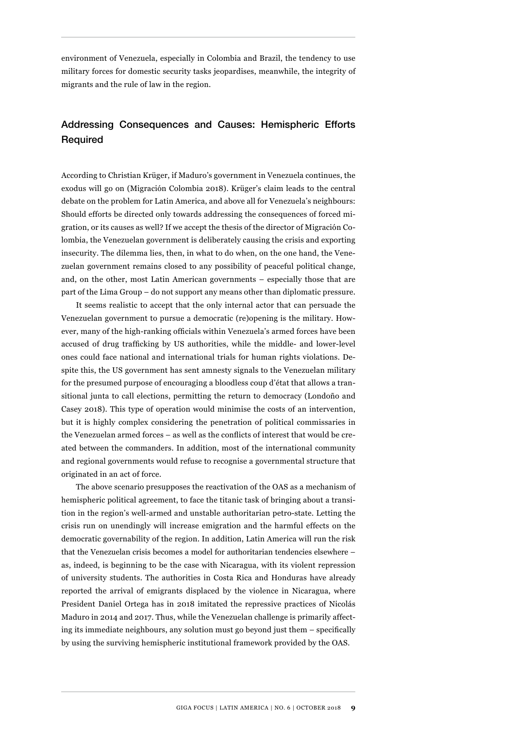environment of Venezuela, especially in Colombia and Brazil, the tendency to use military forces for domestic security tasks jeopardises, meanwhile, the integrity of migrants and the rule of law in the region.

## Addressing Consequences and Causes: Hemispheric Efforts Required

According to Christian Krüger, if Maduro's government in Venezuela continues, the exodus will go on (Migración Colombia 2018). Krüger's claim leads to the central debate on the problem for Latin America, and above all for Venezuela's neighbours: Should efforts be directed only towards addressing the consequences of forced migration, or its causes as well? If we accept the thesis of the director of Migración Colombia, the Venezuelan government is deliberately causing the crisis and exporting insecurity. The dilemma lies, then, in what to do when, on the one hand, the Venezuelan government remains closed to any possibility of peaceful political change, and, on the other, most Latin American governments – especially those that are part of the Lima Group – do not support any means other than diplomatic pressure.

It seems realistic to accept that the only internal actor that can persuade the Venezuelan government to pursue a democratic (re)opening is the military. However, many of the high-ranking officials within Venezuela's armed forces have been accused of drug trafficking by US authorities, while the middle- and lower-level ones could face national and international trials for human rights violations. Despite this, the US government has sent amnesty signals to the Venezuelan military for the presumed purpose of encouraging a bloodless coup d'état that allows a transitional junta to call elections, permitting the return to democracy (Londoño and Casey 2018). This type of operation would minimise the costs of an intervention, but it is highly complex considering the penetration of political commissaries in the Venezuelan armed forces – as well as the conflicts of interest that would be created between the commanders. In addition, most of the international community and regional governments would refuse to recognise a governmental structure that originated in an act of force.

The above scenario presupposes the reactivation of the OAS as a mechanism of hemispheric political agreement, to face the titanic task of bringing about a transition in the region's well-armed and unstable authoritarian petro-state. Letting the crisis run on unendingly will increase emigration and the harmful effects on the democratic governability of the region. In addition, Latin America will run the risk that the Venezuelan crisis becomes a model for authoritarian tendencies elsewhere – as, indeed, is beginning to be the case with Nicaragua, with its violent repression of university students. The authorities in Costa Rica and Honduras have already reported the arrival of emigrants displaced by the violence in Nicaragua, where President Daniel Ortega has in 2018 imitated the repressive practices of Nicolás Maduro in 2014 and 2017. Thus, while the Venezuelan challenge is primarily affecting its immediate neighbours, any solution must go beyond just them – specifically by using the surviving hemispheric institutional framework provided by the OAS.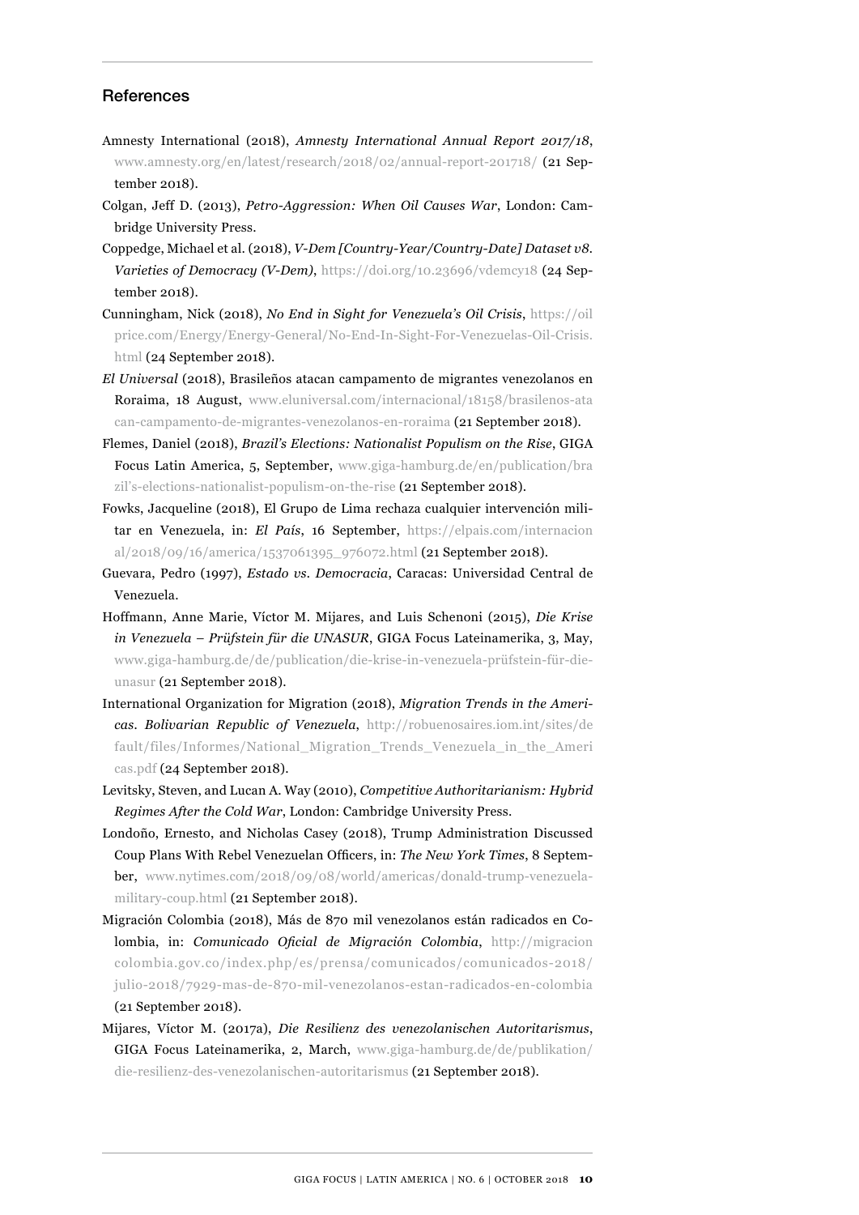## References

Amnesty International (2018), *Amnesty International Annual Report 2017/18*, www.amnesty.org/en/latest/research/2018/02/annual-report-201718/ (21 September 2018).

Colgan, Jeff D. (2013), *Petro-Aggression: When Oil Causes War*, London: Cambridge University Press.

Coppedge, Michael et al. (2018), *V-Dem [Country-Year/Country-Date] Dataset v8. Varieties of Democracy (V-Dem)*, https://doi.org/10.23696/vdemcy18 (24 September 2018).

Cunningham, Nick (2018), *No End in Sight for Venezuela's Oil Crisis*, https://oilprice.com/Energy/Energy-General/No-End-In-Sight-For-Venezuelas-Oil-Crisis.html (24 September 2018).

*El Universal* (2018), Brasileños atacan campamento de migrantes venezolanos en Roraima, 18 August, www.eluniversal.com/internacional/18158/brasilenos-atacan-campamento-de-migrantes-venezolanos-en-roraima (21 September 2018).

Flemes, Daniel (2018), *Brazil's Elections: Nationalist Populism on the Rise*, GIGA Focus Latin America, 5, September, www.giga-hamburg.de/en/publication/brazil's-elections-nationalist-populism-on-the-rise (21 September 2018).

Fowks, Jacqueline (2018), El Grupo de Lima rechaza cualquier intervención militar en Venezuela, in: *El País*, 16 September, https://elpais.com/internacional/2018/09/16/america/1537061395_976072.html (21 September 2018).

Guevara, Pedro (1997), *Estado vs. Democracia*, Caracas: Universidad Central de Venezuela.

Hoffmann, Anne Marie, Víctor M. Mijares, and Luis Schenoni (2015), *Die Krise in Venezuela – Prüfstein für die UNASUR*, GIGA Focus Lateinamerika, 3, May, www.giga-hamburg.de/de/publication/die-krise-in-venezuela-prüfstein-für-die-unasur (21 September 2018).

International Organization for Migration (2018), *Migration Trends in the Americas. Bolivarian Republic of Venezuela*, http://robuenosaires.iom.int/sites/default/files/Informes/National_Migration_Trends_Venezuela_in_the_Americas.pdf (24 September 2018).

Levitsky, Steven, and Lucan A. Way (2010), *Competitive Authoritarianism: Hybrid Regimes After the Cold War*, London: Cambridge University Press.

Londoño, Ernesto, and Nicholas Casey (2018), Trump Administration Discussed Coup Plans With Rebel Venezuelan Officers, in: *The New York Times*, 8 September, www.nytimes.com/2018/09/08/world/americas/donald-trump-venezuela-military-coup.html (21 September 2018).

Migración Colombia (2018), Más de 870 mil venezolanos están radicados en Colombia, in: *Comunicado Oficial de Migración Colombia*, http://migracioncolombia.gov.co/index.php/es/prensa/comunicados/comunicados-2018/julio-2018/7929-mas-de-870-mil-venezolanos-estan-radicados-en-colombia (21 September 2018).

Mijares, Víctor M. (2017a), *Die Resilienz des venezolanischen Autoritarismus*, GIGA Focus Lateinamerika, 2, March, www.giga-hamburg.de/de/publikation/die-resilienz-des-venezolanischen-autoritarismus (21 September 2018).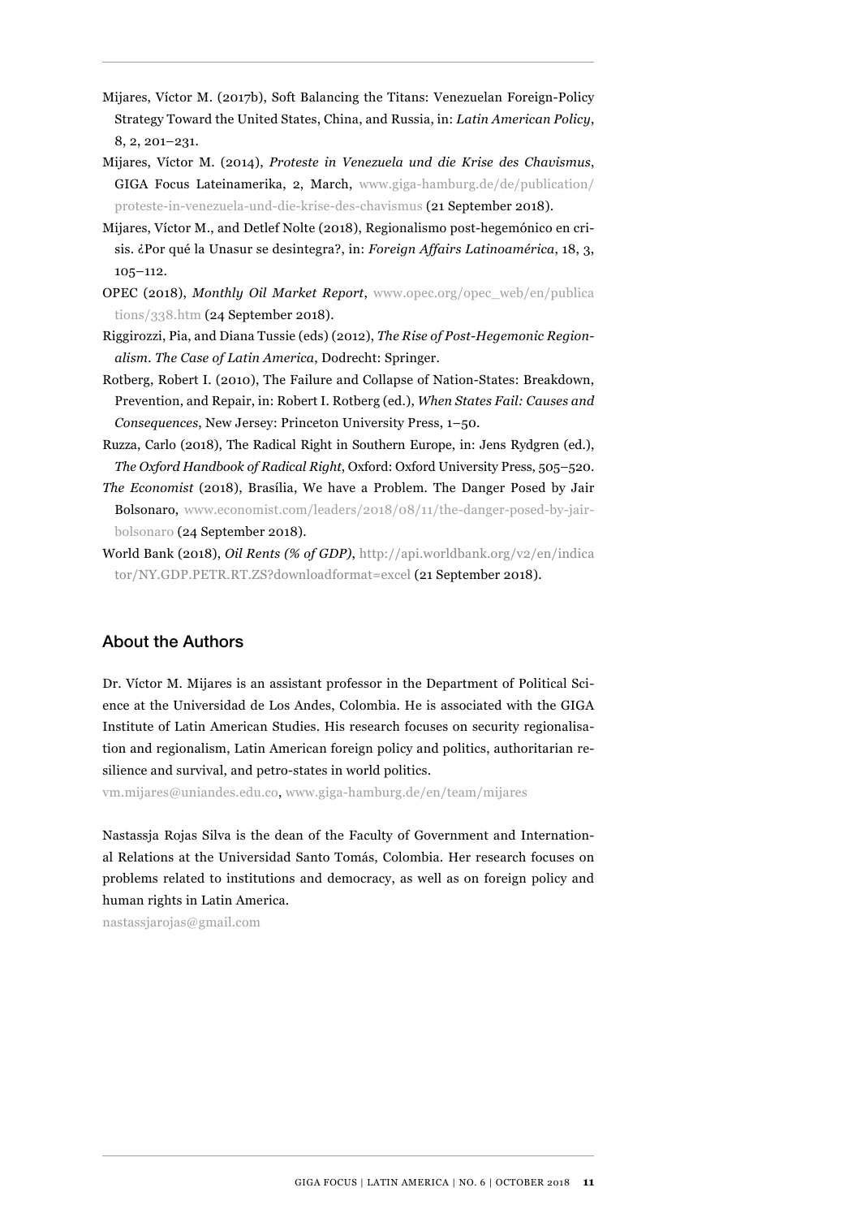Mijares, Víctor M. (2017b), Soft Balancing the Titans: Venezuelan Foreign-Policy Strategy Toward the United States, China, and Russia, in: *Latin American Policy*, 8, 2, 201–231.

Mijares, Víctor M. (2014), *Proteste in Venezuela und die Krise des Chavismus*, GIGA Focus Lateinamerika, 2, March, www.giga-hamburg.de/de/publication/proteste-in-venezuela-und-die-krise-des-chavismus (21 September 2018).

Mijares, Víctor M., and Detlef Nolte (2018), Regionalismo post-hegemónico en crisis. ¿Por qué la Unasur se desintegra?, in: *Foreign Affairs Latinoamérica*, 18, 3, 105–112.

OPEC (2018), *Monthly Oil Market Report*, www.opec.org/opec_web/en/publications/338.htm (24 September 2018).

Riggirozzi, Pia, and Diana Tussie (eds) (2012), *The Rise of Post-Hegemonic Regionalism. The Case of Latin America*, Dodrecht: Springer.

Rotberg, Robert I. (2010), The Failure and Collapse of Nation-States: Breakdown, Prevention, and Repair, in: Robert I. Rotberg (ed.), *When States Fail: Causes and Consequences*, New Jersey: Princeton University Press, 1–50.

Ruzza, Carlo (2018), The Radical Right in Southern Europe, in: Jens Rydgren (ed.), *The Oxford Handbook of Radical Right*, Oxford: Oxford University Press, 505–520.

*The Economist* (2018), Brasília, We have a Problem. The Danger Posed by Jair Bolsonaro, www.economist.com/leaders/2018/08/11/the-danger-posed-by-jair-bolsonaro (24 September 2018).

World Bank (2018), *Oil Rents (% of GDP)*, http://api.worldbank.org/v2/en/indicator/NY.GDP.PETR.RT.ZS?downloadformat=excel (21 September 2018).

## About the Authors

Dr. Víctor M. Mijares is an assistant professor in the Department of Political Science at the Universidad de Los Andes, Colombia. He is associated with the GIGA Institute of Latin American Studies. His research focuses on security regionalisation and regionalism, Latin American foreign policy and politics, authoritarian resilience and survival, and petro-states in world politics.

vm.mijares@uniandes.edu.co, www.giga-hamburg.de/en/team/mijares

Nastassja Rojas Silva is the dean of the Faculty of Government and International Relations at the Universidad Santo Tomás, Colombia. Her research focuses on problems related to institutions and democracy, as well as on foreign policy and human rights in Latin America.

nastassjarojas@gmail.com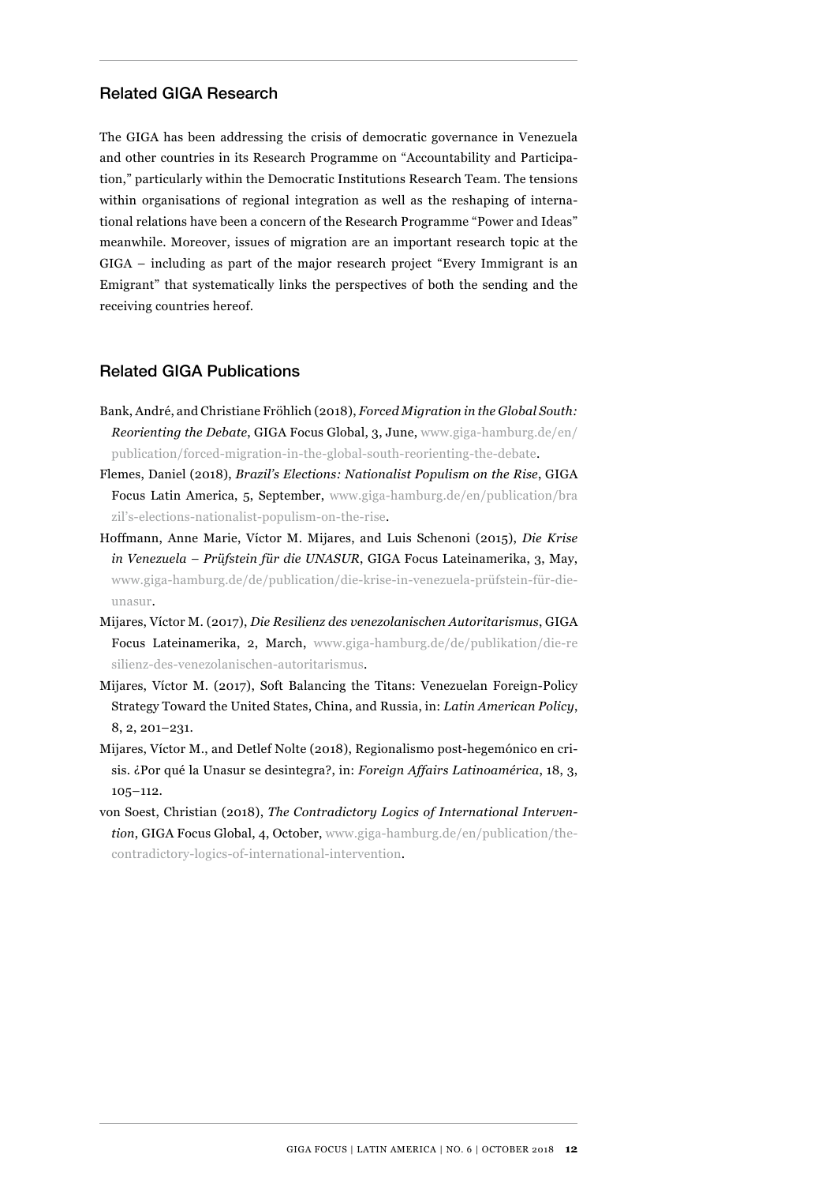## Related GIGA Research

The GIGA has been addressing the crisis of democratic governance in Venezuela and other countries in its Research Programme on "Accountability and Participation," particularly within the Democratic Institutions Research Team. The tensions within organisations of regional integration as well as the reshaping of international relations have been a concern of the Research Programme "Power and Ideas" meanwhile. Moreover, issues of migration are an important research topic at the GIGA – including as part of the major research project "Every Immigrant is an Emigrant" that systematically links the perspectives of both the sending and the receiving countries hereof.

## Related GIGA Publications

Bank, André, and Christiane Fröhlich (2018), *Forced Migration in the Global South: Reorienting the Debate*, GIGA Focus Global, 3, June, www.giga-hamburg.de/en/publication/forced-migration-in-the-global-south-reorienting-the-debate.

Flemes, Daniel (2018), *Brazil's Elections: Nationalist Populism on the Rise*, GIGA Focus Latin America, 5, September, www.giga-hamburg.de/en/publication/brazil's-elections-nationalist-populism-on-the-rise.

Hoffmann, Anne Marie, Víctor M. Mijares, and Luis Schenoni (2015), *Die Krise in Venezuela – Prüfstein für die UNASUR*, GIGA Focus Lateinamerika, 3, May, www.giga-hamburg.de/de/publication/die-krise-in-venezuela-prüfstein-für-die-unasur.

Mijares, Víctor M. (2017), *Die Resilienz des venezolanischen Autoritarismus*, GIGA Focus Lateinamerika, 2, March, www.giga-hamburg.de/de/publikation/die-resilienz-des-venezolanischen-autoritarismus.

Mijares, Víctor M. (2017), Soft Balancing the Titans: Venezuelan Foreign-Policy Strategy Toward the United States, China, and Russia, in: *Latin American Policy*, 8, 2, 201–231.

Mijares, Víctor M., and Detlef Nolte (2018), Regionalismo post-hegemónico en crisis. ¿Por qué la Unasur se desintegra?, in: *Foreign Affairs Latinoamérica*, 18, 3, 105–112.

von Soest, Christian (2018), *The Contradictory Logics of International Intervention*, GIGA Focus Global, 4, October, www.giga-hamburg.de/en/publication/the-contradictory-logics-of-international-intervention.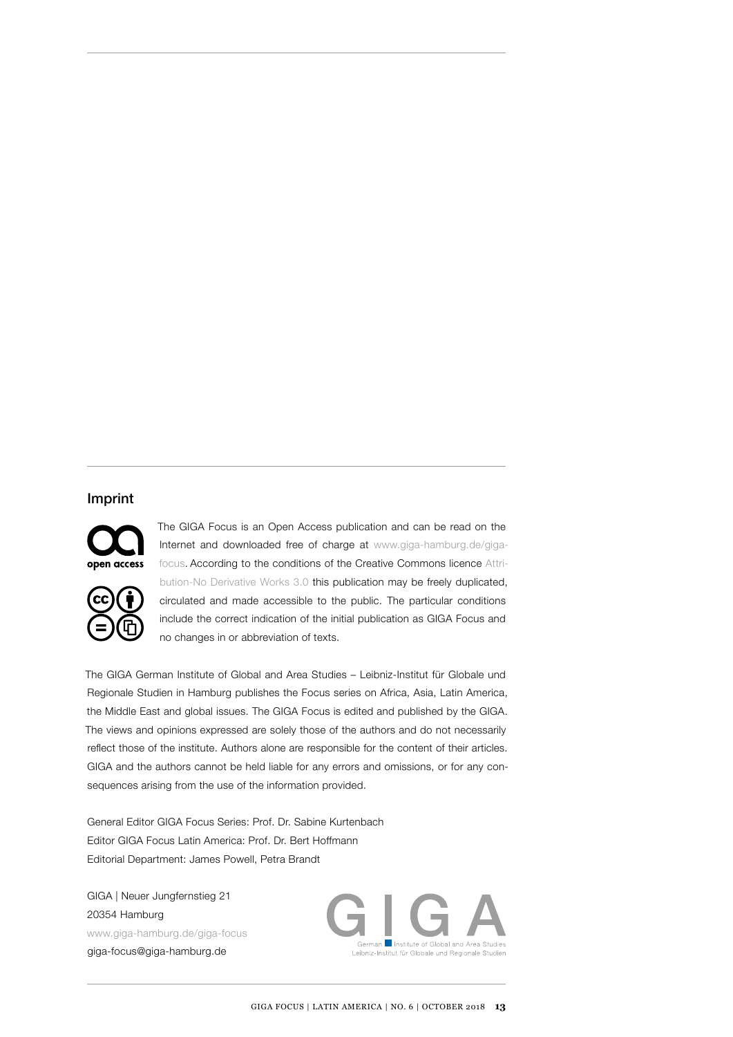## Imprint

The GIGA Focus is an Open Access publication and can be read on the Internet and downloaded free of charge at www.giga-hamburg.de/giga-focus. According to the conditions of the Creative Commons licence Attribution-No Derivative Works 3.0 this publication may be freely duplicated, circulated and made accessible to the public. The particular conditions include the correct indication of the initial publication as GIGA Focus and no changes in or abbreviation of texts.

The GIGA German Institute of Global and Area Studies – Leibniz-Institut für Globale und Regionale Studien in Hamburg publishes the Focus series on Africa, Asia, Latin America, the Middle East and global issues. The GIGA Focus is edited and published by the GIGA. The views and opinions expressed are solely those of the authors and do not necessarily reflect those of the institute. Authors alone are responsible for the content of their articles. GIGA and the authors cannot be held liable for any errors and omissions, or for any consequences arising from the use of the information provided.

General Editor GIGA Focus Series: Prof. Dr. Sabine Kurtenbach
Editor GIGA Focus Latin America: Prof. Dr. Bert Hoffmann
Editorial Department: James Powell, Petra Brandt

GIGA | Neuer Jungfernstieg 21
20354 Hamburg
www.giga-hamburg.de/giga-focus
giga-focus@giga-hamburg.de

GIGA
German Institute of Global and Area Studies
Leibniz-Institut für Globale und Regionale Studien